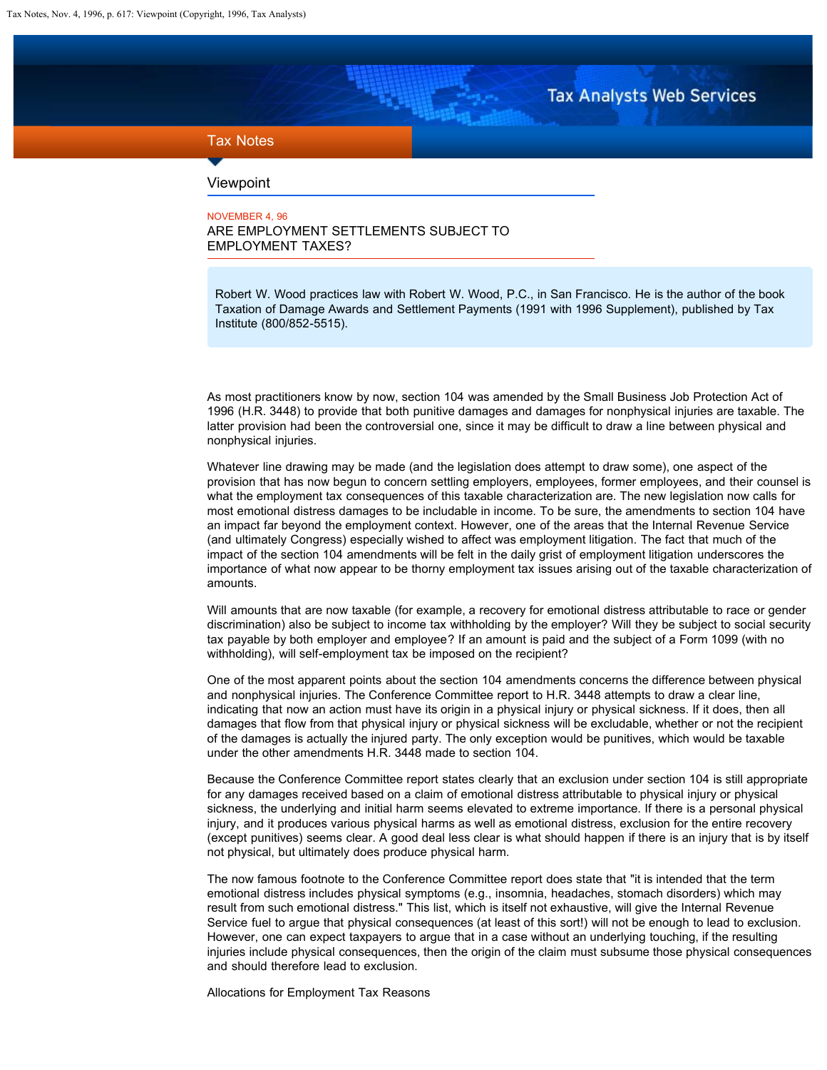Tax Notes

## Viewpoint

NOVEMBER 4, 96

# ARE EMPLOYMENT SETTLEMENTS SUBJECT TO EMPLOYMENT TAXES?

Robert W. Wood practices law with Robert W. Wood, P.C., in San Francisco. He is the author of the book Taxation of Damage Awards and Settlement Payments (1991 with 1996 Supplement), published by Tax Institute (800/852-5515).

As most practitioners know by now, section 104 was amended by the Small Business Job Protection Act of 1996 (H.R. 3448) to provide that both punitive damages and damages for nonphysical injuries are taxable. The latter provision had been the controversial one, since it may be difficult to draw a line between physical and nonphysical injuries.

Whatever line drawing may be made (and the legislation does attempt to draw some), one aspect of the provision that has now begun to concern settling employers, employees, former employees, and their counsel is what the employment tax consequences of this taxable characterization are. The new legislation now calls for most emotional distress damages to be includable in income. To be sure, the amendments to section 104 have an impact far beyond the employment context. However, one of the areas that the Internal Revenue Service (and ultimately Congress) especially wished to affect was employment litigation. The fact that much of the impact of the section 104 amendments will be felt in the daily grist of employment litigation underscores the importance of what now appear to be thorny employment tax issues arising out of the taxable characterization of amounts.

Will amounts that are now taxable (for example, a recovery for emotional distress attributable to race or gender discrimination) also be subject to income tax withholding by the employer? Will they be subject to social security tax payable by both employer and employee? If an amount is paid and the subject of a Form 1099 (with no withholding), will self-employment tax be imposed on the recipient?

One of the most apparent points about the section 104 amendments concerns the difference between physical and nonphysical injuries. The Conference Committee report to H.R. 3448 attempts to draw a clear line, indicating that now an action must have its origin in a physical injury or physical sickness. If it does, then all damages that flow from that physical injury or physical sickness will be excludable, whether or not the recipient of the damages is actually the injured party. The only exception would be punitives, which would be taxable under the other amendments H.R. 3448 made to section 104.

Because the Conference Committee report states clearly that an exclusion under section 104 is still appropriate for any damages received based on a claim of emotional distress attributable to physical injury or physical sickness, the underlying and initial harm seems elevated to extreme importance. If there is a personal physical injury, and it produces various physical harms as well as emotional distress, exclusion for the entire recovery (except punitives) seems clear. A good deal less clear is what should happen if there is an injury that is by itself not physical, but ultimately does produce physical harm.

The now famous footnote to the Conference Committee report does state that "it is intended that the term emotional distress includes physical symptoms (e.g., insomnia, headaches, stomach disorders) which may result from such emotional distress." This list, which is itself not exhaustive, will give the Internal Revenue Service fuel to argue that physical consequences (at least of this sort!) will not be enough to lead to exclusion. However, one can expect taxpayers to argue that in a case without an underlying touching, if the resulting injuries include physical consequences, then the origin of the claim must subsume those physical consequences and should therefore lead to exclusion.

### Allocations for Employment Tax Reasons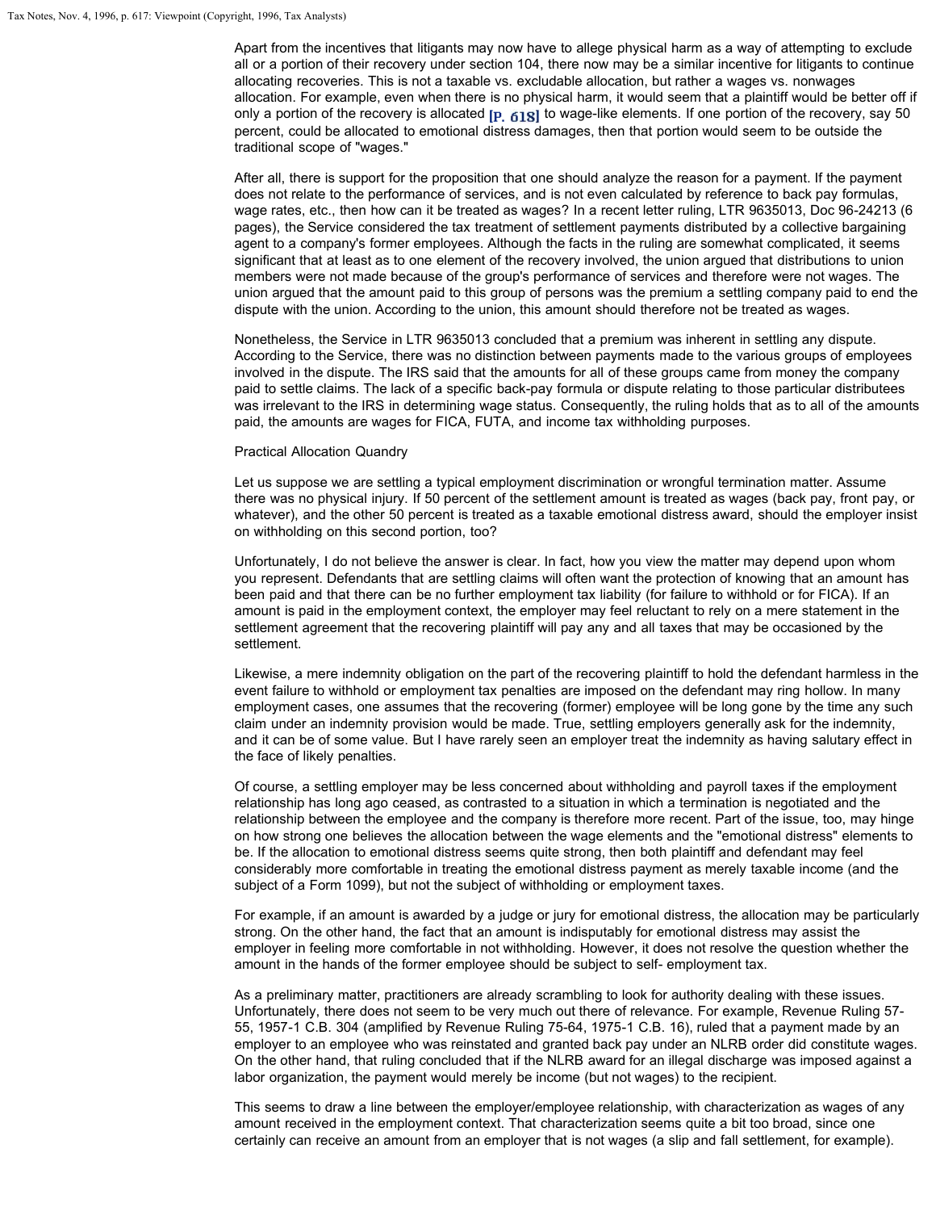Apart from the incentives that litigants may now have to allege physical harm as a way of attempting to exclude all or a portion of their recovery under section 104, there now may be a similar incentive for litigants to continue allocating recoveries. This is not a taxable vs. excludable allocation, but rather a wages vs. nonwages allocation. For example, even when there is no physical harm, it would seem that a plaintiff would be better off if only a portion of the recovery is allocated [P. 618] to wage-like elements. If one portion of the recovery, say 50 percent, could be allocated to emotional distress damages, then that portion would seem to be outside the traditional scope of "wages."

After all, there is support for the proposition that one should analyze the reason for a payment. If the payment does not relate to the performance of services, and is not even calculated by reference to back pay formulas, wage rates, etc., then how can it be treated as wages? In a recent letter ruling, LTR 9635013, Doc 96-24213 (6 pages), the Service considered the tax treatment of settlement payments distributed by a collective bargaining agent to a company's former employees. Although the facts in the ruling are somewhat complicated, it seems significant that at least as to one element of the recovery involved, the union argued that distributions to union members were not made because of the group's performance of services and therefore were not wages. The union argued that the amount paid to this group of persons was the premium a settling company paid to end the dispute with the union. According to the union, this amount should therefore not be treated as wages.

Nonetheless, the Service in LTR 9635013 concluded that a premium was inherent in settling any dispute. According to the Service, there was no distinction between payments made to the various groups of employees involved in the dispute. The IRS said that the amounts for all of these groups came from money the company paid to settle claims. The lack of a specific back-pay formula or dispute relating to those particular distributees was irrelevant to the IRS in determining wage status. Consequently, the ruling holds that as to all of the amounts paid, the amounts are wages for FICA, FUTA, and income tax withholding purposes.

Practical Allocation Quandry

Let us suppose we are settling a typical employment discrimination or wrongful termination matter. Assume there was no physical injury. If 50 percent of the settlement amount is treated as wages (back pay, front pay, or whatever), and the other 50 percent is treated as a taxable emotional distress award, should the employer insist on withholding on this second portion, too?

Unfortunately, I do not believe the answer is clear. In fact, how you view the matter may depend upon whom you represent. Defendants that are settling claims will often want the protection of knowing that an amount has been paid and that there can be no further employment tax liability (for failure to withhold or for FICA). If an amount is paid in the employment context, the employer may feel reluctant to rely on a mere statement in the settlement agreement that the recovering plaintiff will pay any and all taxes that may be occasioned by the settlement.

Likewise, a mere indemnity obligation on the part of the recovering plaintiff to hold the defendant harmless in the event failure to withhold or employment tax penalties are imposed on the defendant may ring hollow. In many employment cases, one assumes that the recovering (former) employee will be long gone by the time any such claim under an indemnity provision would be made. True, settling employers generally ask for the indemnity, and it can be of some value. But I have rarely seen an employer treat the indemnity as having salutary effect in the face of likely penalties.

Of course, a settling employer may be less concerned about withholding and payroll taxes if the employment relationship has long ago ceased, as contrasted to a situation in which a termination is negotiated and the relationship between the employee and the company is therefore more recent. Part of the issue, too, may hinge on how strong one believes the allocation between the wage elements and the "emotional distress" elements to be. If the allocation to emotional distress seems quite strong, then both plaintiff and defendant may feel considerably more comfortable in treating the emotional distress payment as merely taxable income (and the subject of a Form 1099), but not the subject of withholding or employment taxes.

For example, if an amount is awarded by a judge or jury for emotional distress, the allocation may be particularly strong. On the other hand, the fact that an amount is indisputably for emotional distress may assist the employer in feeling more comfortable in not withholding. However, it does not resolve the question whether the amount in the hands of the former employee should be subject to self- employment tax.

As a preliminary matter, practitioners are already scrambling to look for authority dealing with these issues. Unfortunately, there does not seem to be very much out there of relevance. For example, Revenue Ruling 57-55, 1957-1 C.B. 304 (amplified by Revenue Ruling 75-64, 1975-1 C.B. 16), ruled that a payment made by an employer to an employee who was reinstated and granted back pay under an NLRB order did constitute wages. On the other hand, that ruling concluded that if the NLRB award for an illegal discharge was imposed against a labor organization, the payment would merely be income (but not wages) to the recipient.

This seems to draw a line between the employer/employee relationship, with characterization as wages of any amount received in the employment context. That characterization seems quite a bit too broad, since one certainly can receive an amount from an employer that is not wages (a slip and fall settlement, for example).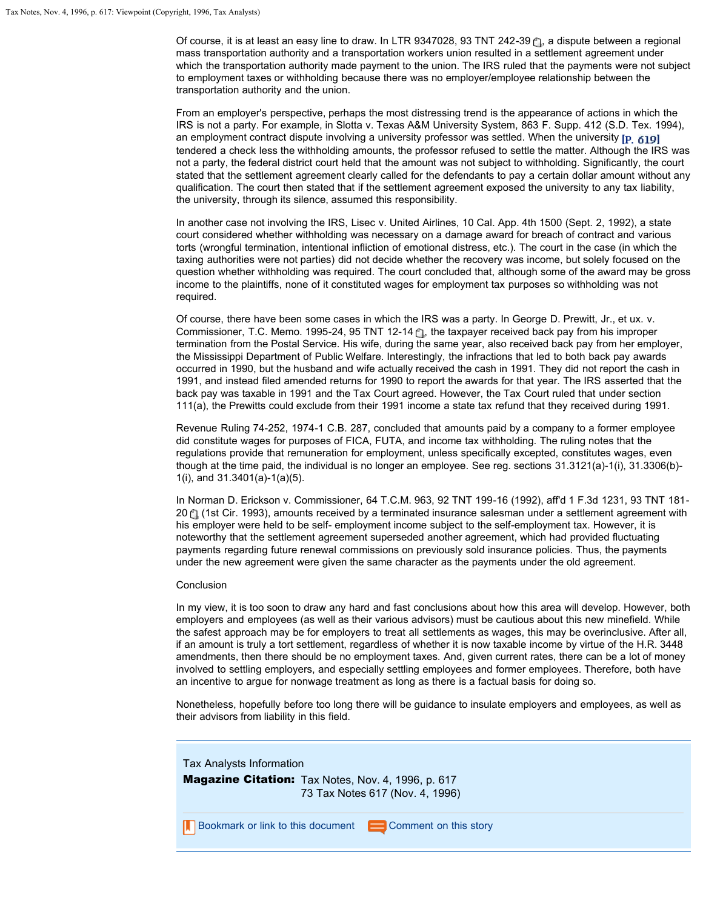Of course, it is at least an easy line to draw. In LTR 9347028, 93 TNT 242-39, a dispute between a regional mass transportation authority and a transportation workers union resulted in a settlement agreement under which the transportation authority made payment to the union. The IRS ruled that the payments were not subject to employment taxes or withholding because there was no employer/employee relationship between the transportation authority and the union.

From an employer's perspective, perhaps the most distressing trend is the appearance of actions in which the IRS is not a party. For example, in Slotta v. Texas A&M University System, 863 F. Supp. 412 (S.D. Tex. 1994), an employment contract dispute involving a university professor was settled. When the university [P. 619] tendered a check less the withholding amounts, the professor refused to settle the matter. Although the IRS was not a party, the federal district court held that the amount was not subject to withholding. Significantly, the court stated that the settlement agreement clearly called for the defendants to pay a certain dollar amount without any qualification. The court then stated that if the settlement agreement exposed the university to any tax liability, the university, through its silence, assumed this responsibility.

In another case not involving the IRS, Lisec v. United Airlines, 10 Cal. App. 4th 1500 (Sept. 2, 1992), a state court considered whether withholding was necessary on a damage award for breach of contract and various torts (wrongful termination, intentional infliction of emotional distress, etc.). The court in the case (in which the taxing authorities were not parties) did not decide whether the recovery was income, but solely focused on the question whether withholding was required. The court concluded that, although some of the award may be gross income to the plaintiffs, none of it constituted wages for employment tax purposes so withholding was not required.

Of course, there have been some cases in which the IRS was a party. In George D. Prewitt, Jr., et ux. v. Commissioner, T.C. Memo. 1995-24, 95 TNT 12-14, the taxpayer received back pay from his improper termination from the Postal Service. His wife, during the same year, also received back pay from her employer, the Mississippi Department of Public Welfare. Interestingly, the infractions that led to both back pay awards occurred in 1990, but the husband and wife actually received the cash in 1991. They did not report the cash in 1991, and instead filed amended returns for 1990 to report the awards for that year. The IRS asserted that the back pay was taxable in 1991 and the Tax Court agreed. However, the Tax Court ruled that under section 111(a), the Prewitts could exclude from their 1991 income a state tax refund that they received during 1991.

Revenue Ruling 74-252, 1974-1 C.B. 287, concluded that amounts paid by a company to a former employee did constitute wages for purposes of FICA, FUTA, and income tax withholding. The ruling notes that the regulations provide that remuneration for employment, unless specifically excepted, constitutes wages, even though at the time paid, the individual is no longer an employee. See reg. sections 31.3121(a)-1(i), 31.3306(b)-1(i), and 31.3401(a)-1(a)(5).

In Norman D. Erickson v. Commissioner, 64 T.C.M. 963, 92 TNT 199-16 (1992), aff'd 1 F.3d 1231, 93 TNT 181-20 (1st Cir. 1993), amounts received by a terminated insurance salesman under a settlement agreement with his employer were held to be self- employment income subject to the self-employment tax. However, it is noteworthy that the settlement agreement superseded another agreement, which had provided fluctuating payments regarding future renewal commissions on previously sold insurance policies. Thus, the payments under the new agreement were given the same character as the payments under the old agreement.

## Conclusion

In my view, it is too soon to draw any hard and fast conclusions about how this area will develop. However, both employers and employees (as well as their various advisors) must be cautious about this new minefield. While the safest approach may be for employers to treat all settlements as wages, this may be overinclusive. After all, if an amount is truly a tort settlement, regardless of whether it is now taxable income by virtue of the H.R. 3448 amendments, then there should be no employment taxes. And, given current rates, there can be a lot of money involved to settling employers, and especially settling employees and former employees. Therefore, both have an incentive to argue for nonwage treatment as long as there is a factual basis for doing so.

Nonetheless, hopefully before too long there will be guidance to insulate employers and employees, as well as their advisors from liability in this field.

---

Tax Analysts Information

**Magazine Citation:** Tax Notes, Nov. 4, 1996, p. 617
73 Tax Notes 617 (Nov. 4, 1996)

Bookmark or link to this document    Comment on this story